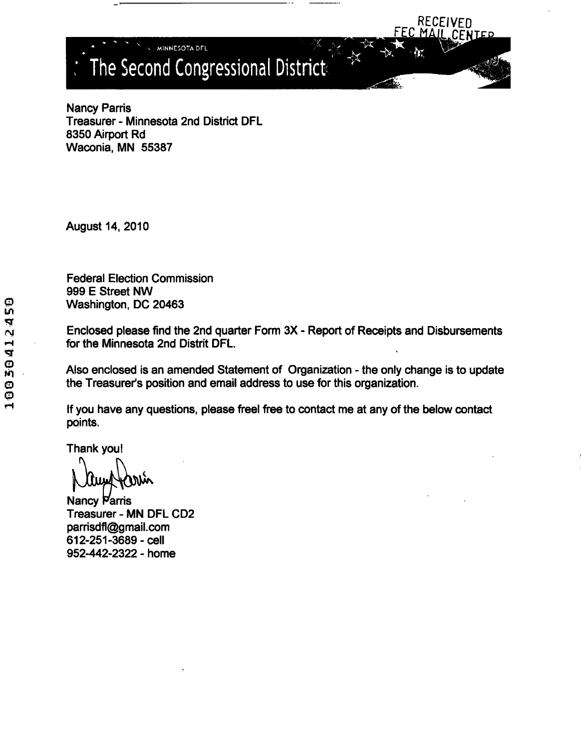RECEIVED
FEC MAIL CENTER

MINNESOTA DFL

# The Second Congressional District

Nancy Parris
Treasurer - Minnesota 2nd District DFL
8350 Airport Rd
Waconia, MN 55387

August 14, 2010

Federal Election Commission
999 E Street NW
Washington, DC 20463

Enclosed please find the 2nd quarter Form 3X - Report of Receipts and Disbursements for the Minnesota 2nd Distrit DFL.

Also enclosed is an amended Statement of Organization - the only change is to update the Treasurer's position and email address to use for this organization.

If you have any questions, please freel free to contact me at any of the below contact points.

Thank you!

Nancy Parris
Treasurer - MN DFL CD2
parrisdfl@gmail.com
612-251-3689 - cell
952-442-2322 - home

10030412450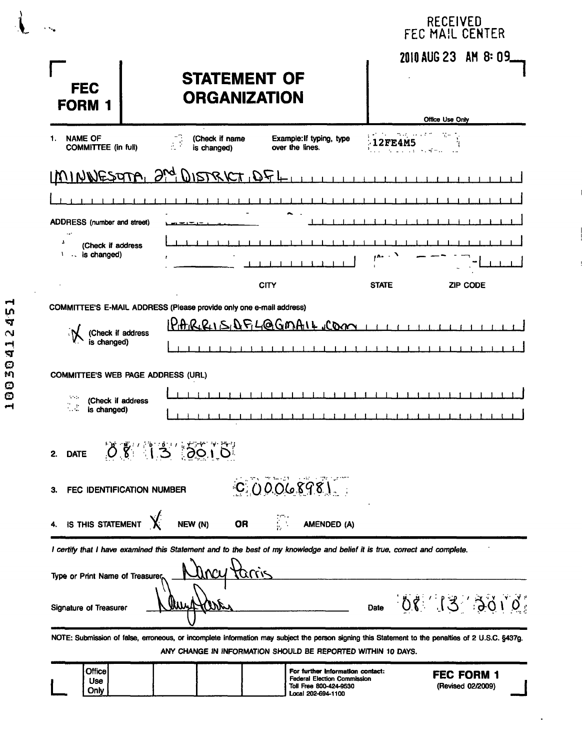RECEIVED
FEC MAIL CENTER

2010 AUG 23 AM 8:09

# FEC FORM 1

# STATEMENT OF ORGANIZATION

Office Use Only

12FE4M5

1. NAME OF COMMITTEE (in full) (Check if name is changed) Example: If typing, type over the lines.

MINNESOTA 2nd DISTRICT DFL

ADDRESS (number and street)

(Check if address is changed)

CITY STATE ZIP CODE

COMMITTEE'S E-MAIL ADDRESS (Please provide only one e-mail address)

X (Check if address is changed)

PARRISDFL@GMAIL.COM

COMMITTEE'S WEB PAGE ADDRESS (URL)

(Check if address is changed)

2. DATE 08 13 2010

3. FEC IDENTIFICATION NUMBER C00068981

4. IS THIS STATEMENT X NEW (N) OR AMENDED (A)

*I certify that I have examined this Statement and to the best of my knowledge and belief it is true, correct and complete.*

Type or Print Name of Treasurer Nancy Parris

Signature of Treasurer [signature] Date 08 13 2010

NOTE: Submission of false, erroneous, or incomplete information may subject the person signing this Statement to the penalties of 2 U.S.C. §437g.

ANY CHANGE IN INFORMATION SHOULD BE REPORTED WITHIN 10 DAYS.

Office Use Only

For further information contact:
Federal Election Commission
Toll Free 800-424-9530
Local 202-694-1100

FEC FORM 1
(Revised 02/2009)

10030412451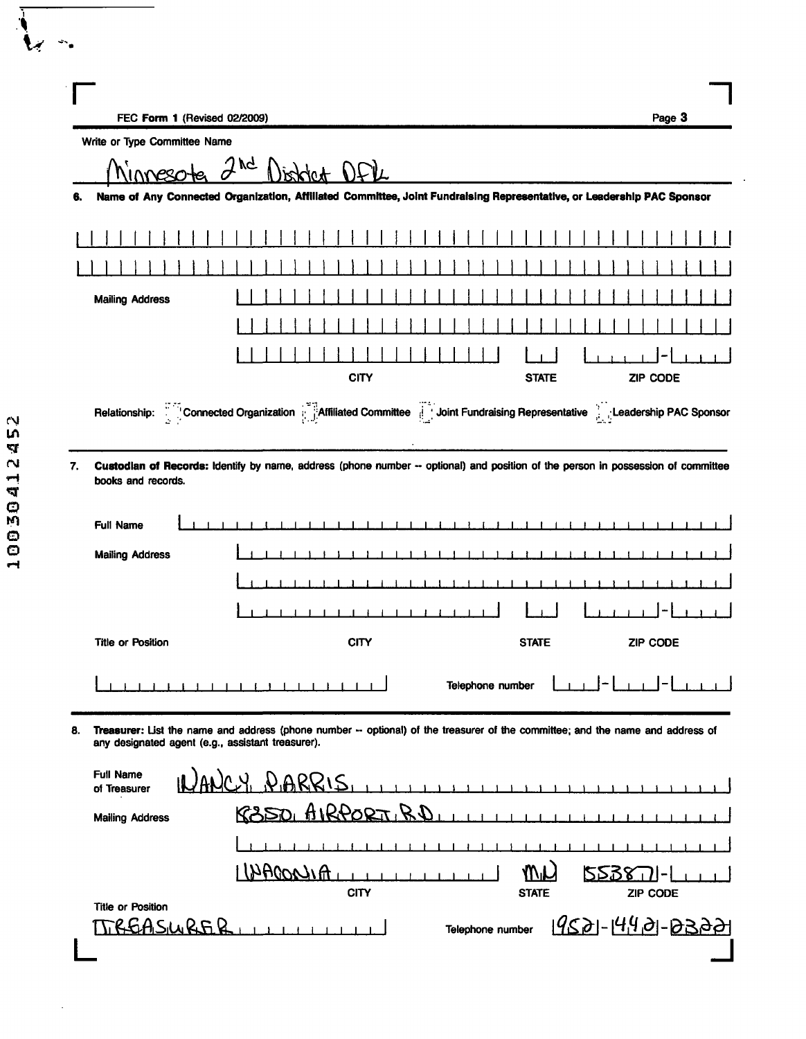FEC **Form 1** (Revised 02/2009)

Write or Type Committee Name

Minnesota 2nd District DFL

**6. Name of Any Connected Organization, Affiliated Committee, Joint Fundraising Representative, or Leadership PAC Sponsor**

Mailing Address

CITY | STATE | ZIP CODE

Relationship: ☐ Connected Organization ☐ Affiliated Committee ☐ Joint Fundraising Representative ☐ Leadership PAC Sponsor

**7. Custodian of Records:** Identify by name, address (phone number -- optional) and position of the person in possession of committee books and records.

Full Name

Mailing Address

CITY | STATE | ZIP CODE

Title or Position

Telephone number

**8. Treasurer:** List the name and address (phone number -- optional) of the treasurer of the committee; and the name and address of any designated agent (e.g., assistant treasurer).

Full Name of Treasurer: NANCY PARRIS

Mailing Address: 8350 AIRPORT RD

WACONIA | MN | 55387

CITY | STATE | ZIP CODE

Title or Position: TREASURER

Telephone number: 952-442-0322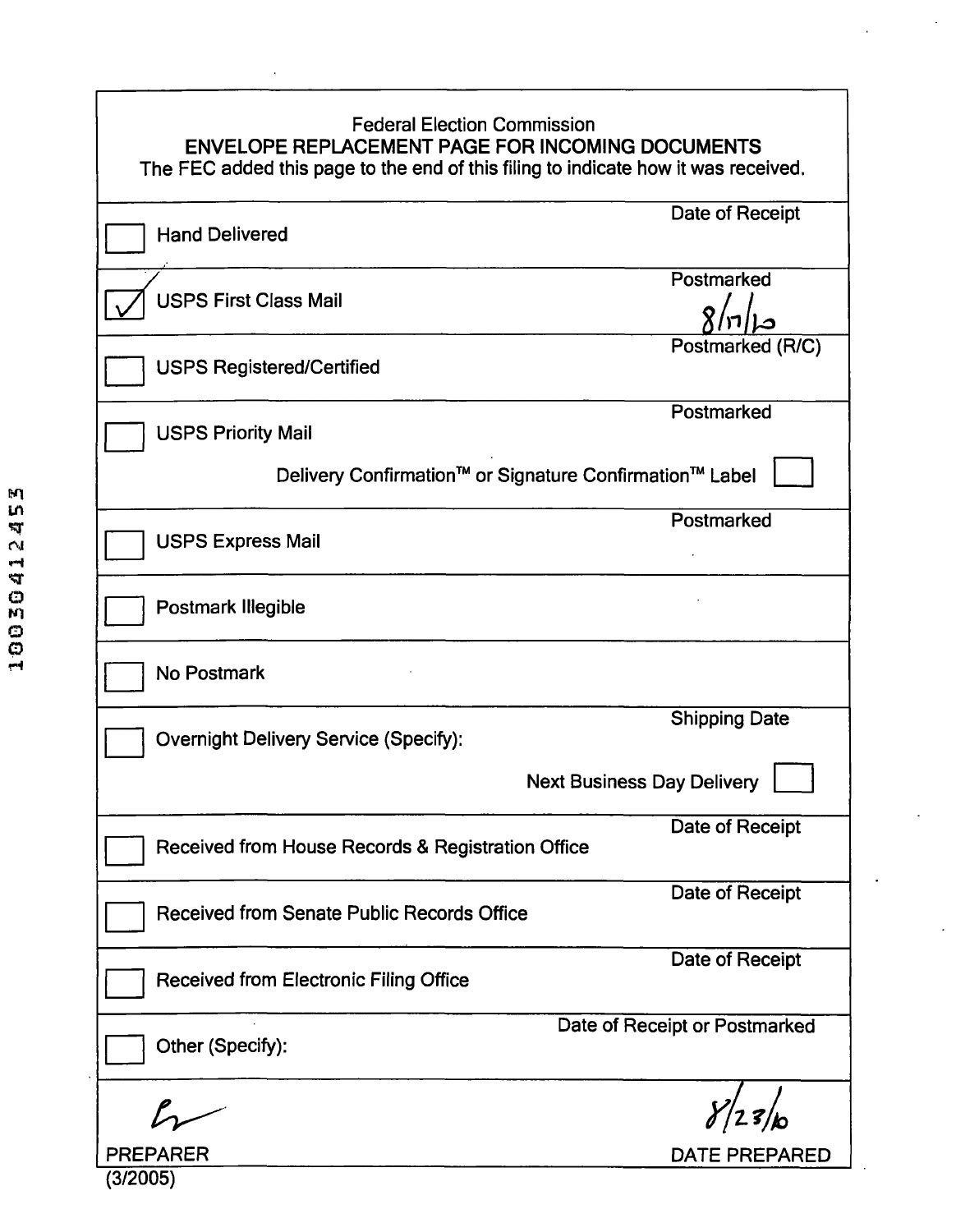Federal Election Commission

**ENVELOPE REPLACEMENT PAGE FOR INCOMING DOCUMENTS**

The FEC added this page to the end of this filing to indicate how it was received.

| | | |
|---|---|---|
| ☐ | Hand Delivered | Date of Receipt |
| ☑ | USPS First Class Mail | Postmarked 8/17/10 |
| ☐ | USPS Registered/Certified | Postmarked (R/C) |
| ☐ | USPS Priority Mail<br>Delivery Confirmation™ or Signature Confirmation™ Label ☐ | Postmarked |
| ☐ | USPS Express Mail | Postmarked |
| ☐ | Postmark Illegible | |
| ☐ | No Postmark | |
| ☐ | Overnight Delivery Service (Specify):<br>Next Business Day Delivery ☐ | Shipping Date |
| ☐ | Received from House Records & Registration Office | Date of Receipt |
| ☐ | Received from Senate Public Records Office | Date of Receipt |
| ☐ | Received from Electronic Filing Office | Date of Receipt |
| ☐ | Other (Specify): | Date of Receipt or Postmarked |

PREPARER: [signature] DATE PREPARED: 8/23/10

(3/2005)

10030412453